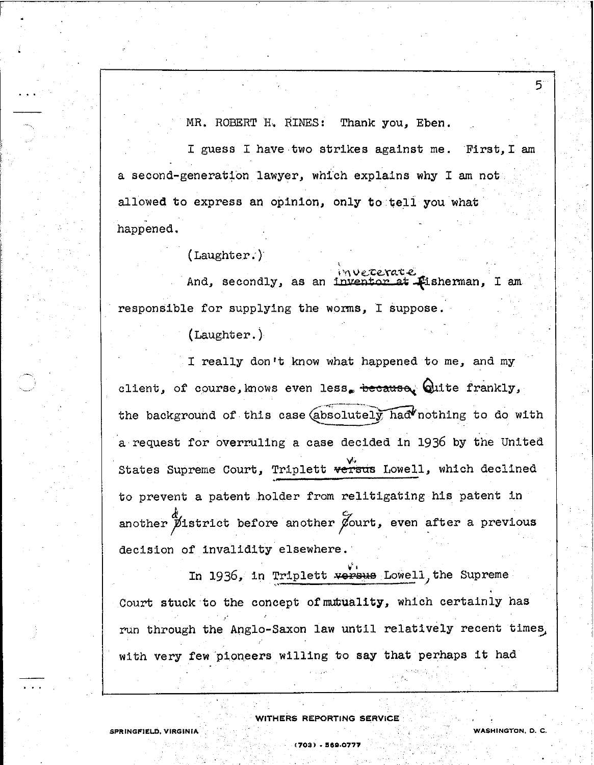MR. ROBERT H. RINES: Thank you, Eben.

I guess I have two strikes against me. First, I am a second-generation lawyer, which explains why I am not allowed to express an opinion, only to tell you what happened.

(Laughter.)

And, secondly, as an inveterate fisherman, I am responsible for supplying the worms, I suppose.

(Laughter.)

I really don't know what happened to me, and my client, of course, knows even less. Quite frankly, the background of this case had absolutely nothing to do with a request for overruling a case decided in 1936 by the United States Supreme Court, Triplett v. Lowell, which declined to prevent a patent holder from relitigating his patent in another district before another court, even after a previous decision of invalidity elsewhere.

In 1936, in Triplett v. Lowell, the Supreme Court stuck to the concept of mutuality, which certainly has run through the Anglo-Saxon law until relatively recent times, with very few pioneers willing to say that perhaps it had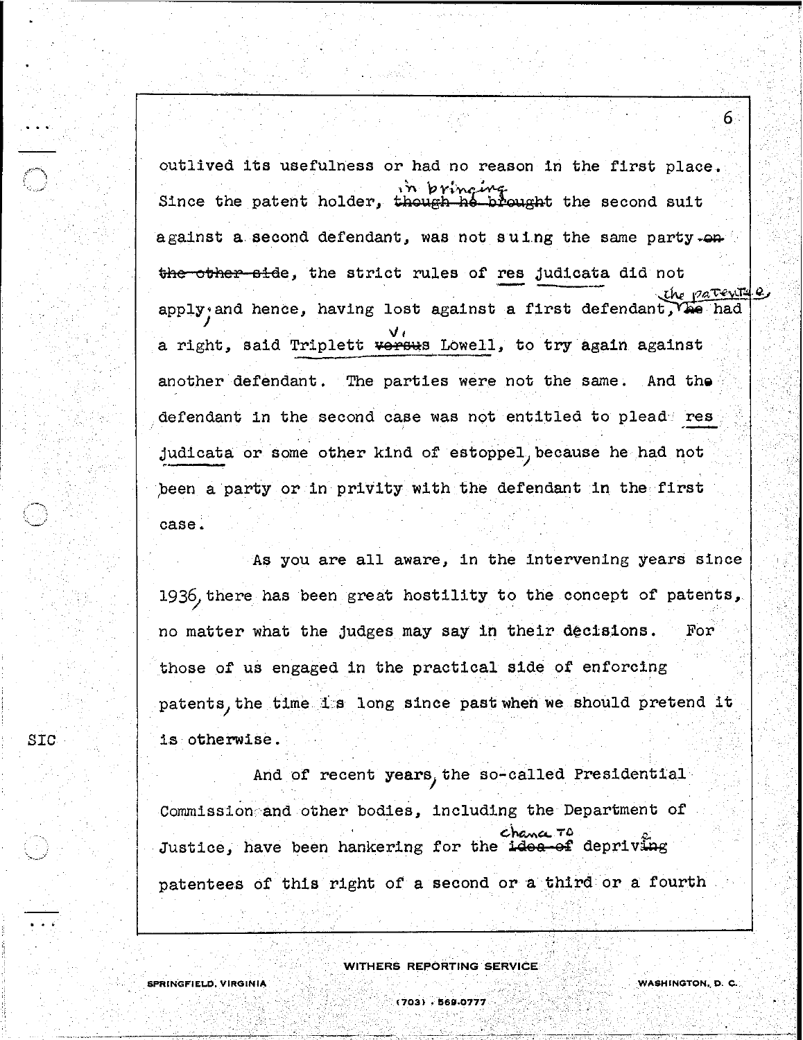outlived its usefulness or had no reason in the first place. Since the patent holder, in bringing the second suit against a second defendant, was not suing the same party, the strict rules of res judicata did not apply, and hence, having lost against a first defendant, the patentee had a right, said *Triplett v. Lowell*, to try again against another defendant. The parties were not the same. And the defendant in the second case was not entitled to plead res judicata or some other kind of estoppel, because he had not been a party or in privity with the defendant in the first case.

As you are all aware, in the intervening years since 1936, there has been great hostility to the concept of patents, no matter what the judges may say in their decisions. For those of us engaged in the practical side of enforcing patents, the time is long since past when we should pretend it is otherwise.

SIC

And of recent years, the so-called Presidential Commission and other bodies, including the Department of Justice, have been hankering for the chance to deprive patentees of this right of a second or a third or a fourth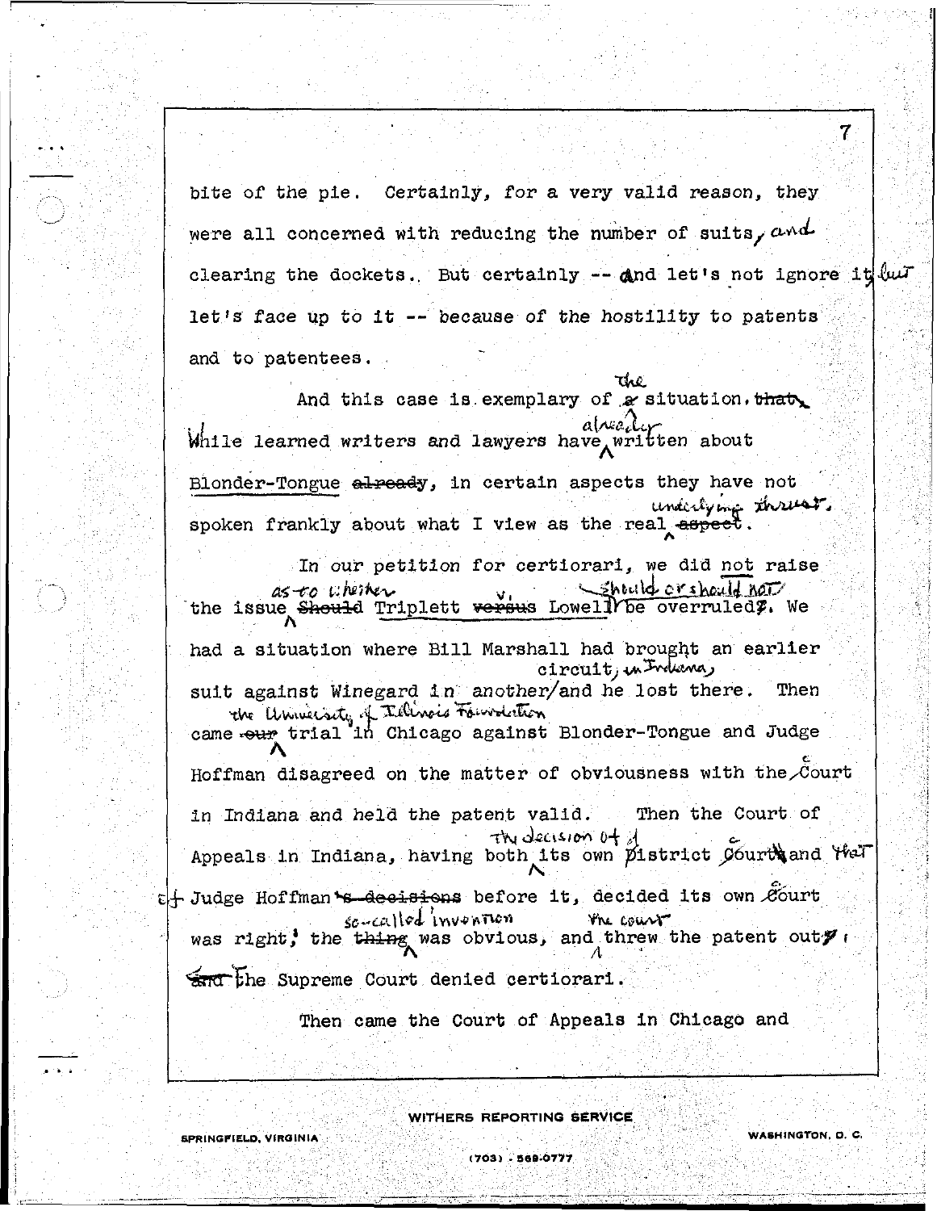bite of the pie. Certainly, for a very valid reason, they were all concerned with reducing the number of suits, and clearing the dockets. But certainly -- and let's not ignore it but let's face up to it -- because of the hostility to patents and to patentees.

And this case is exemplary of the situation. While learned writers and lawyers have already written about Blonder-Tongue, in certain aspects they have not spoken frankly about what I view as the real underlying thrust.

In our petition for certiorari, we did not raise the issue as to whether Triplett v. Lowell should or should not be overruled. We had a situation where Bill Marshall had brought an earlier suit against Winegard in another circuit, in Indiana, and he lost there. Then came the University of Illinois Foundation trial in Chicago against Blonder-Tongue and Judge Hoffman disagreed on the matter of obviousness with the court in Indiana and held the patent valid. Then the Court of Appeals in Indiana, having both the decision of its own district court and that of Judge Hoffman before it, decided its own court was right; the so-called invention was obvious, and the court threw the patent out; the Supreme Court denied certiorari.

Then came the Court of Appeals in Chicago and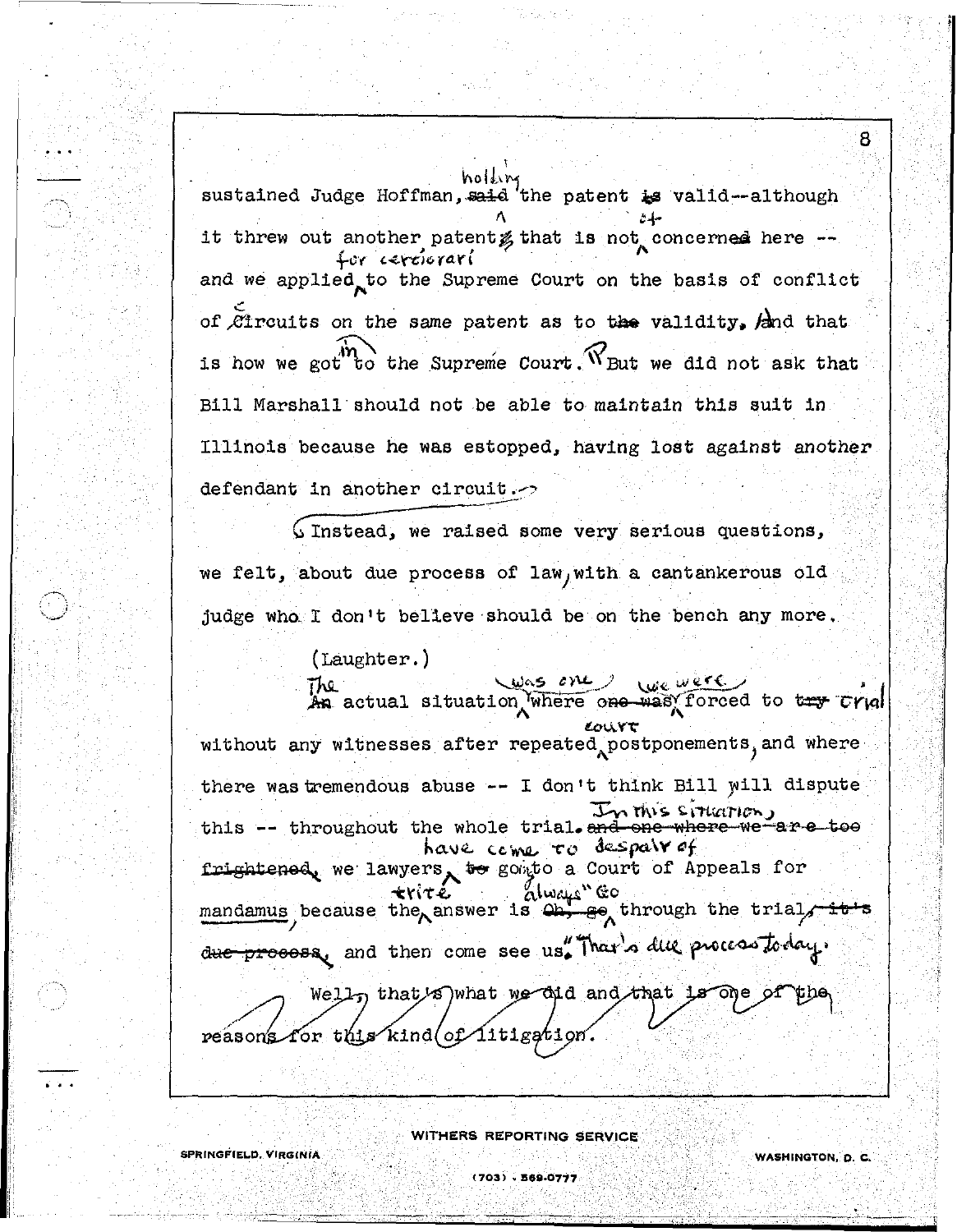sustained Judge Hoffman, holding the patent valid--although it threw out another patent that is not of concern here -- and we applied for certiorari to the Supreme Court on the basis of conflict of Circuits on the same patent as to validity. And that is how we got in to the Supreme Court.

But we did not ask that Bill Marshall should not be able to maintain this suit in Illinois because he was estopped, having lost against another defendant in another circuit. Instead, we raised some very serious questions, we felt, about due process of law, with a cantankerous old judge who I don't believe should be on the bench any more.

(Laughter.)

The actual situation was one where we were forced to trial without any witnesses after repeated court postponements, and where there was tremendous abuse -- I don't think Bill will dispute this -- throughout the whole trial. In this situation, we lawyers have come to despair of going to a Court of Appeals for mandamus, because the trite answer is always "Go through the trial, and then come see us." That's due process today.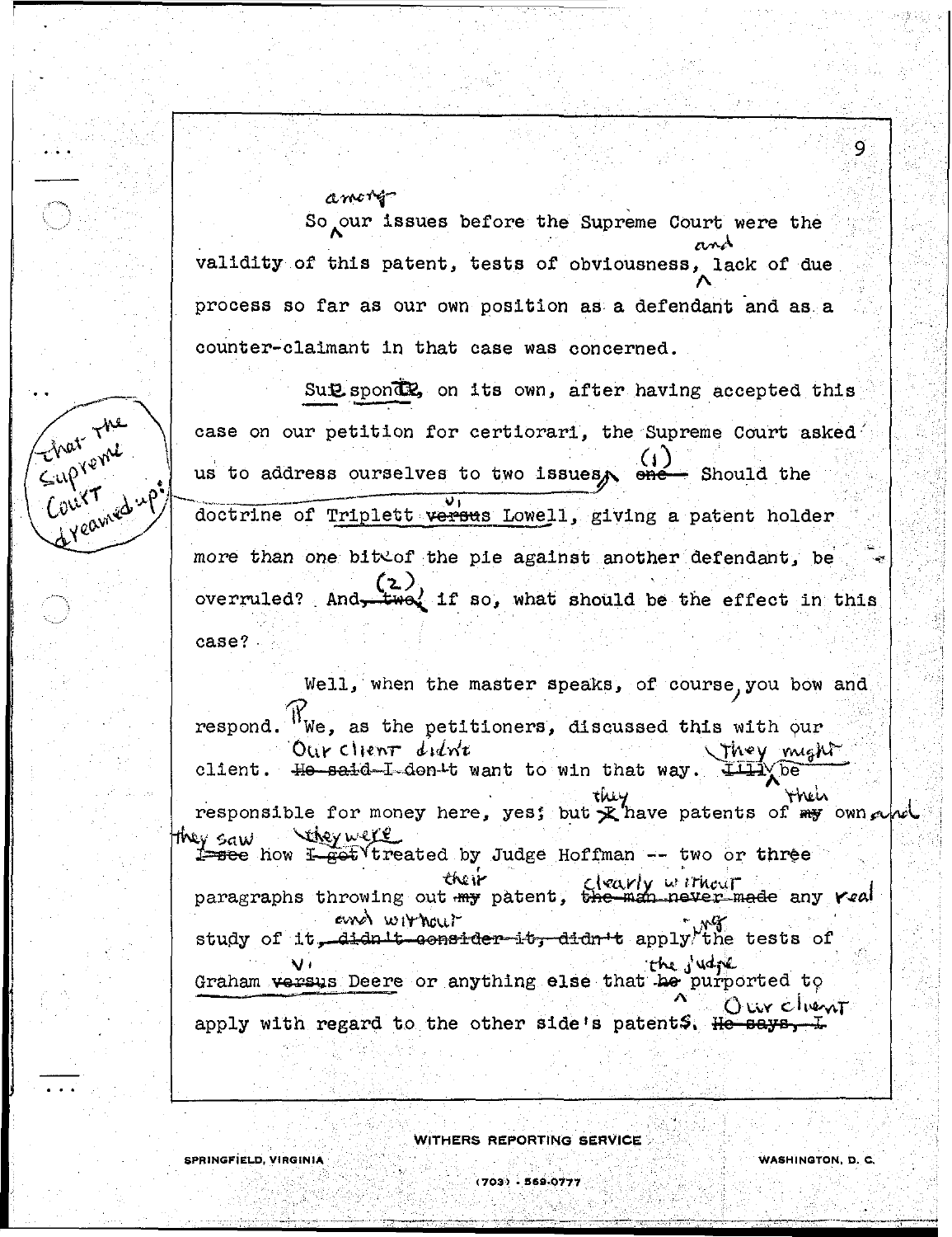So among our issues before the Supreme Court were the validity of this patent, tests of obviousness, and lack of due process so far as our own position as a defendant and as a counter-claimant in that case was concerned.

Sua sponte, on its own, after having accepted this case on our petition for certiorari, the Supreme Court asked us to address ourselves to two issues that the Supreme Court dreamed up: (1) Should the doctrine of Triplett v. Lowell, giving a patent holder more than one bite of the pie against another defendant, be overruled? And, (2) if so, what should be the effect in this case?

Well, when the master speaks, of course, you bow and respond.

We, as the petitioners, discussed this with our client. Our client didn't want to win that way. They might be responsible for money here, yes; but they have patents of their own and they saw how they were treated by Judge Hoffman -- two or three paragraphs throwing out their patent, clearly without any real study of it and without applying the tests of Graham v. Deere or anything else that the judge purported to apply with regard to the other side's patents. Our client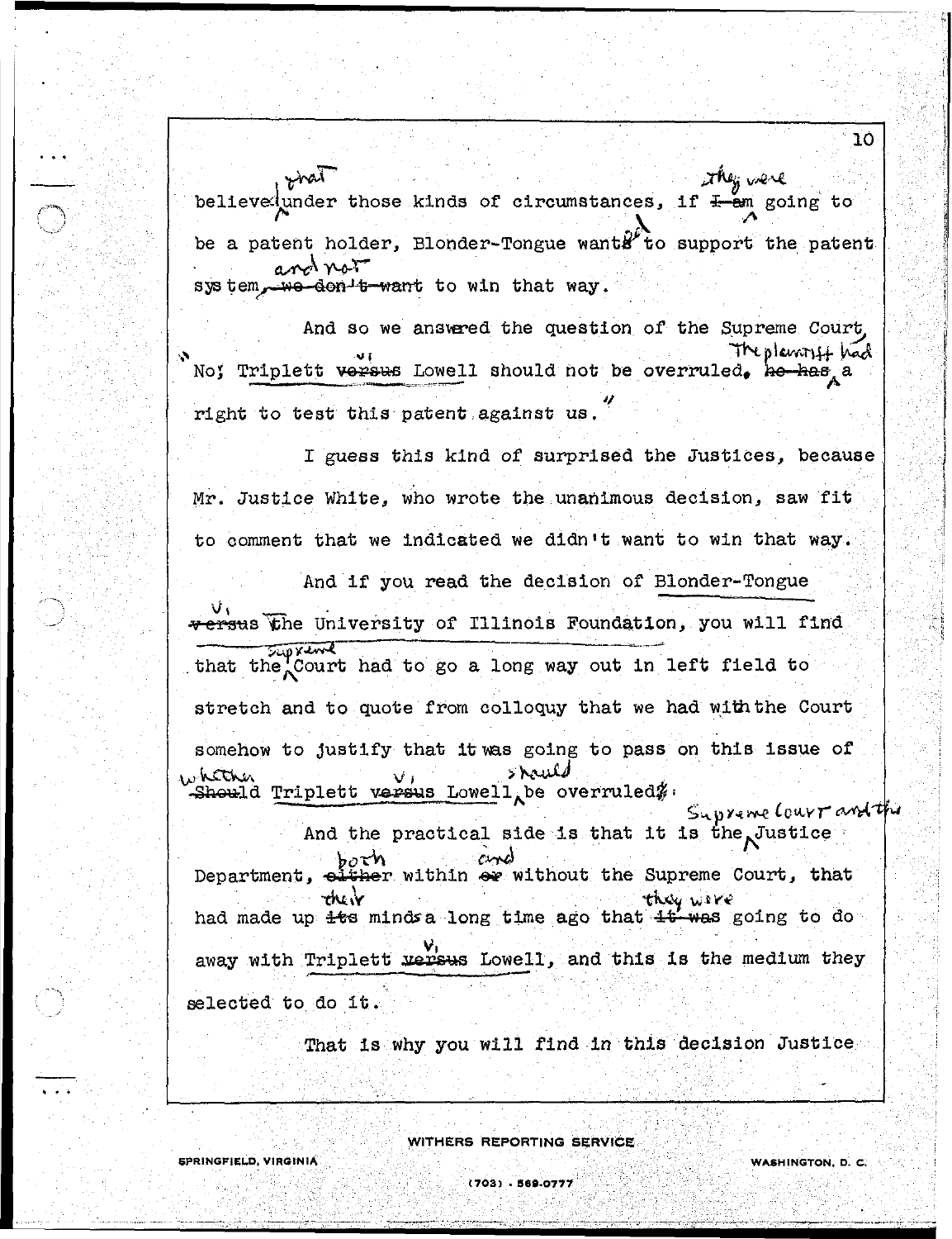believe that under those kinds of circumstances, if they were going to be a patent holder, Blonder-Tongue wanted to support the patent system and not to win that way.

And so we answered the question of the Supreme Court, "No; Triplett v. Lowell should not be overruled. The plaintiff had a right to test this patent against us."

I guess this kind of surprised the Justices, because Mr. Justice White, who wrote the unanimous decision, saw fit to comment that we indicated we didn't want to win that way.

And if you read the decision of Blonder-Tongue v. the University of Illinois Foundation, you will find that the Supreme Court had to go a long way out in left field to stretch and to quote from colloquy that we had with the Court somehow to justify that it was going to pass on this issue of whether Triplett v. Lowell should be overruled.

And the practical side is that it is the Supreme Court and the Justice Department, both within and without the Supreme Court, that had made up their minds a long time ago that they were going to do away with Triplett v. Lowell, and this is the medium they selected to do it.

That is why you will find in this decision Justice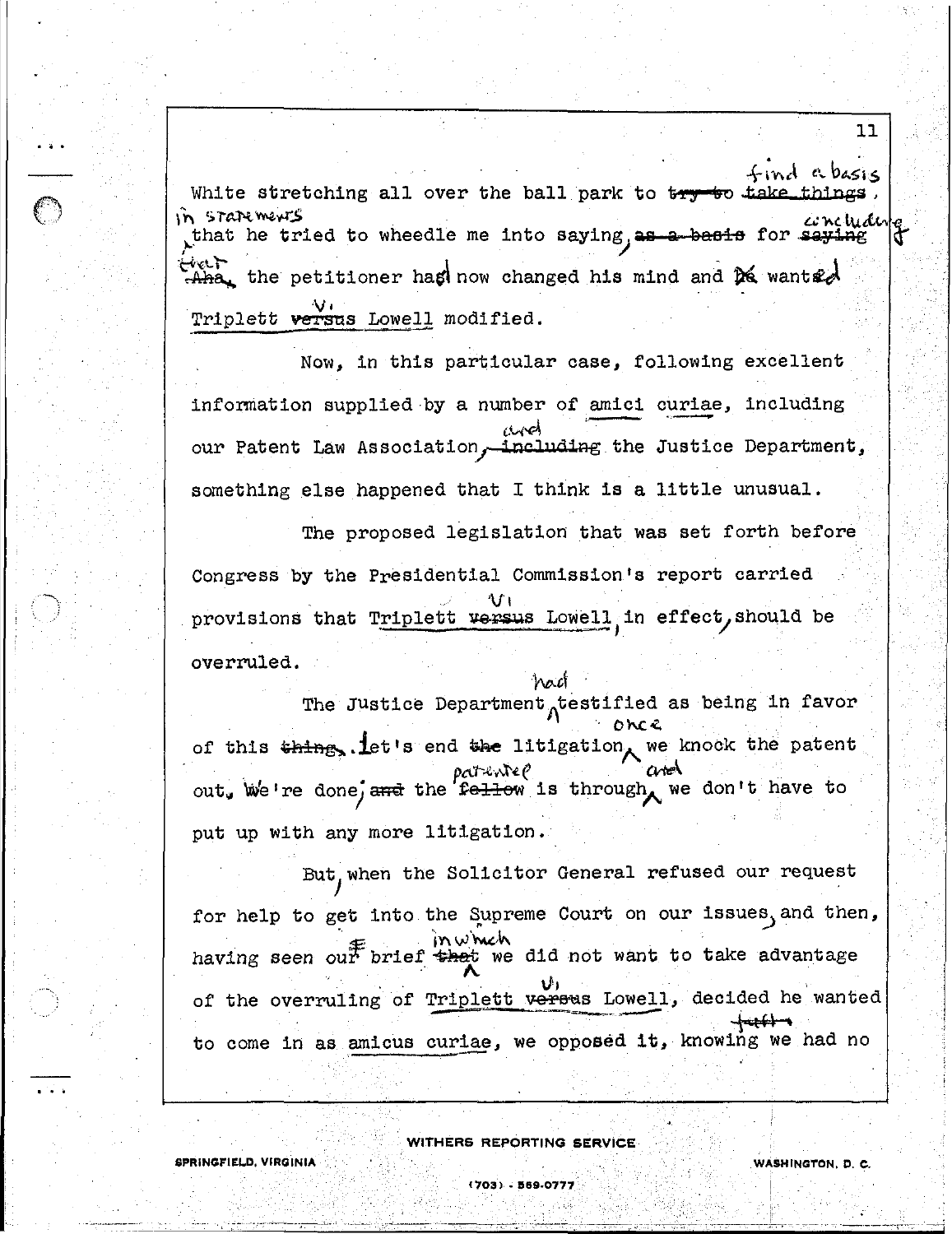White stretching all over the ball park to find a basis in statements that he tried to wheedle me into saying, for concluding that the petitioner had now changed his mind and wanted *Triplett v. Lowell* modified.

Now, in this particular case, following excellent information supplied by a number of *amici curiae*, including our Patent Law Association and the Justice Department, something else happened that I think is a little unusual.

The proposed legislation that was set forth before Congress by the Presidential Commission's report carried provisions that *Triplett v. Lowell*, in effect, should be overruled.

The Justice Department had testified as being in favor of this. Let's end litigation; once we knock the patent out, we're done; the patentee is through, and we don't have to put up with any more litigation.

But, when the Solicitor General refused our request for help to get into the Supreme Court on our issues, and then, having seen our brief in which we did not want to take advantage of the overruling of *Triplett v. Lowell*, decided he wanted to come in as *amicus curiae*, we opposed it, knowing full we had no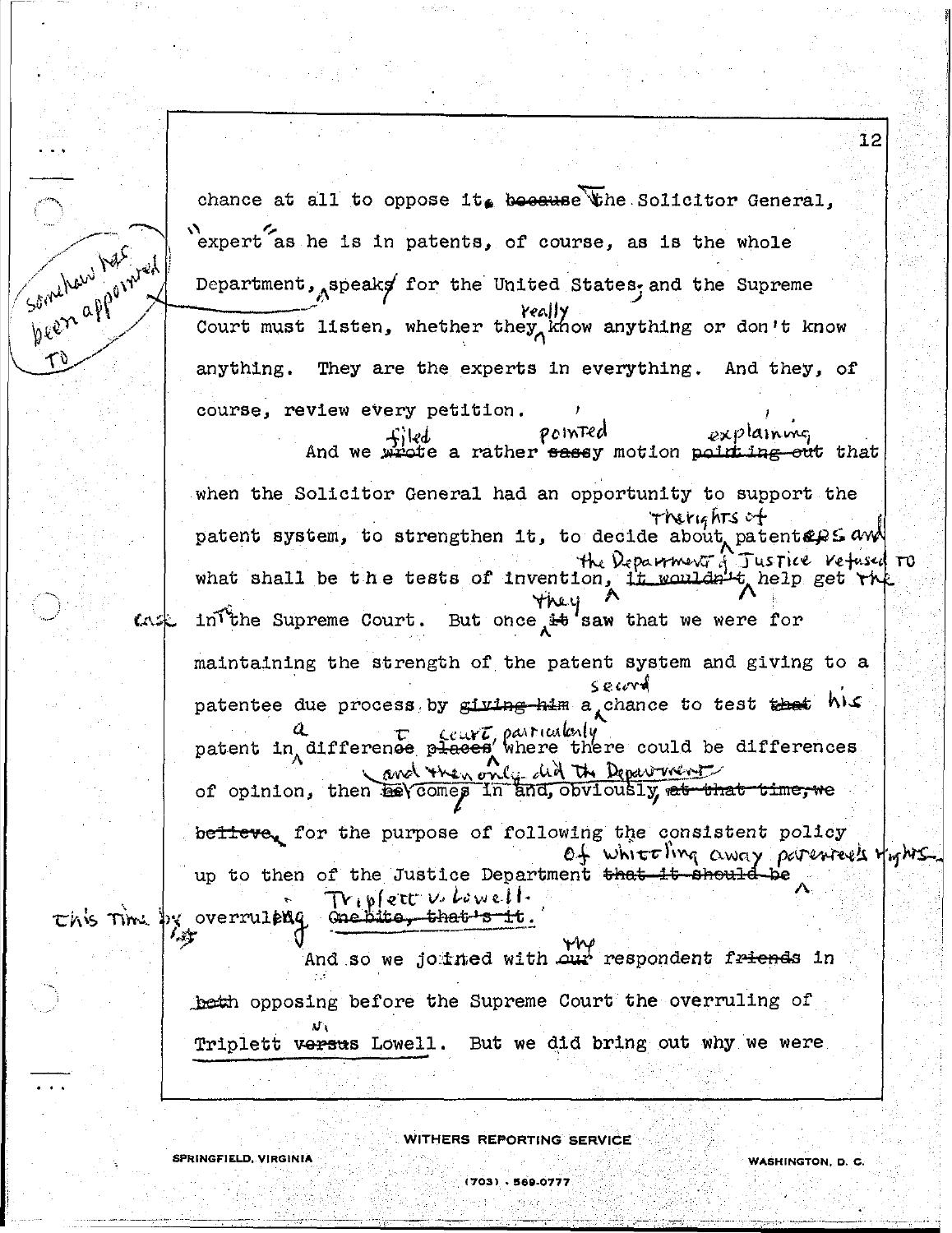chance at all to oppose it. ~~because~~ The Solicitor General, "expert" as he is in patents, of course, as is the whole Department, somehow has been appointed to speak for the United States, and the Supreme Court must listen, whether they really know anything or don't know anything. They are the experts in everything. And they, of course, review every petition.

And we filed a rather pointed motion explaining that when the Solicitor General had an opportunity to support the patent system, to strengthen it, to decide about the rights of patentees and what shall be the tests of invention, the Department of Justice refused to help get the case in the Supreme Court. But once they saw that we were for maintaining the strength of the patent system and giving to a patentee due process by a second chance to test his patent in a different court, particularly where there could be differences of opinion, then and then only did the Department come in and, obviously, for the purpose of following the consistent policy up to then of the Justice Department of whittling away patentee's rights — this time by overruling Triplett v. Lowell.

And so we joined with the respondent in opposing before the Supreme Court the overruling of Triplett v. Lowell. But we did bring out why we were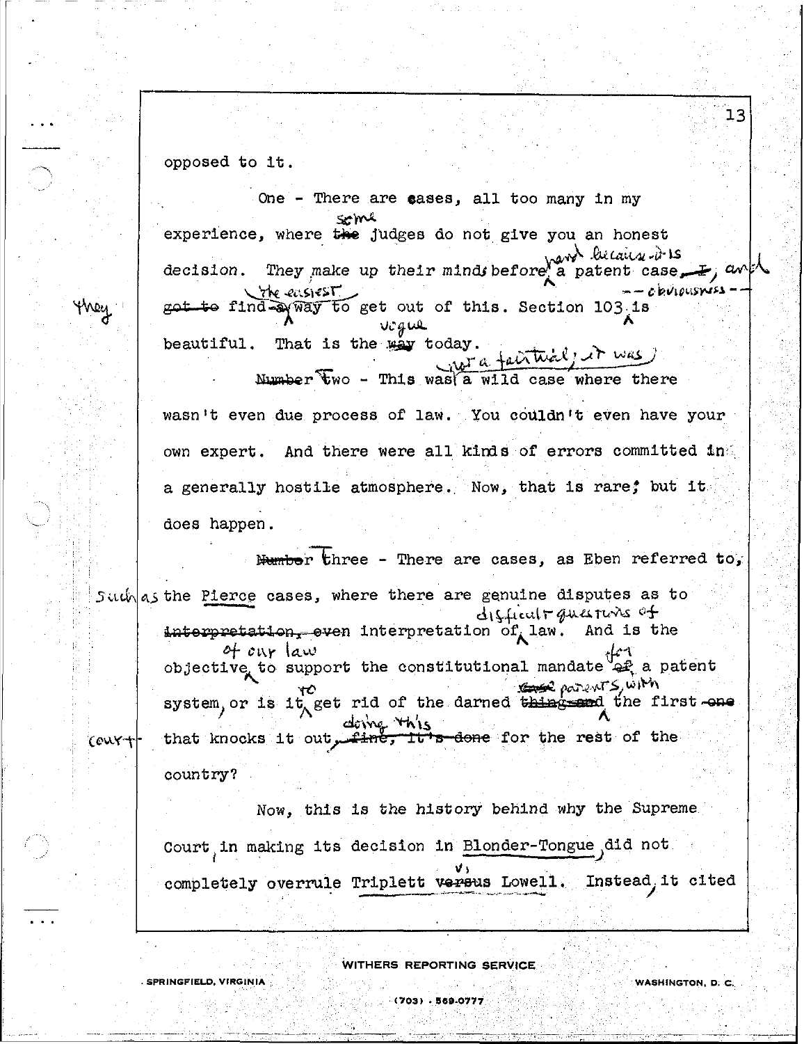opposed to it.

One - There are cases, all too many in my experience, where the judges do not give you an honest decision. They make up their minds before a patent case, I got to find a way to get out of this. Section 103 is beautiful. That is the way today.

Number two - This was a wild case where there wasn't even due process of law. You couldn't even have your own expert. And there were all kinds of errors committed in a generally hostile atmosphere. Now, that is rare; but it does happen.

Number three - There are cases, as Eben referred to, the Pierce cases, where there are genuine disputes as to interpretation, even interpretation of law. And is the objective to support the constitutional mandate of a patent system, or is it get rid of the darned thing and the first one that knocks it out, fine, it's done for the rest of the country?

Now, this is the history behind why the Supreme Court in making its decision in Blonder-Tongue did not completely overrule Triplett versus Lowell. Instead it cited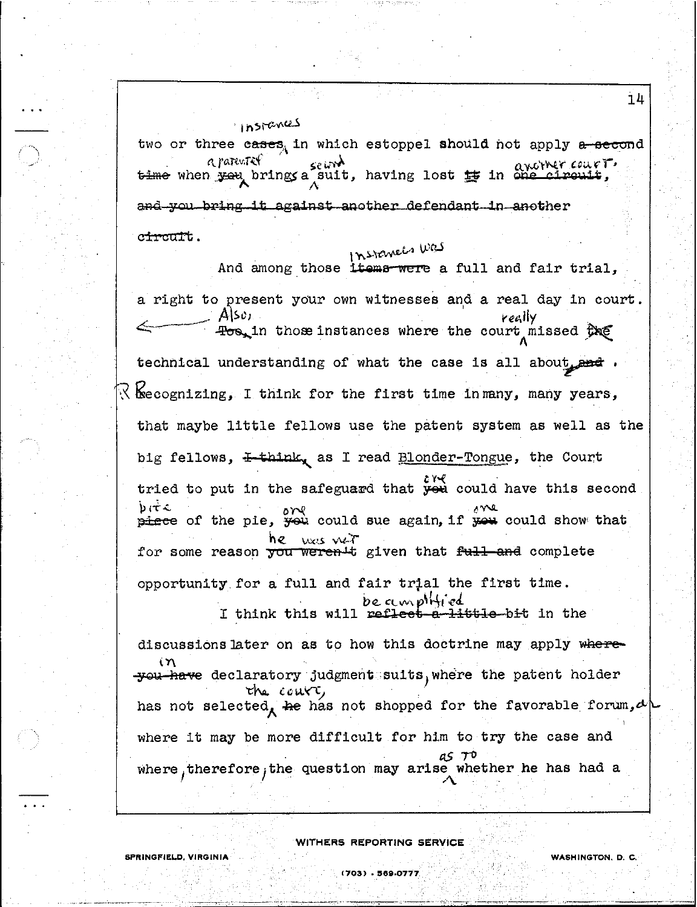two or three instances in which estoppel should not apply when a patentee brings a second suit, having lost in another court.

And among those instances was a full and fair trial, a right to present your own witnesses and a real day in court. Also, in those instances where the court really missed technical understanding of what the case is all about.

Recognizing, I think for the first time in many, many years, that maybe little fellows use the patent system as well as the big fellows, as I read Blonder-Tongue, the Court tried to put in the safeguard that one could have this second bite of the pie, one could sue again, if one could show that for some reason he was not given that complete opportunity for a full and fair trial the first time.

I think this will be amplified in the discussions later on as to how this doctrine may apply in declaratory judgment suits, where the patent holder has not selected the court, has not shopped for the favorable forum, and where it may be more difficult for him to try the case and where, therefore, the question may arise as to whether he has had a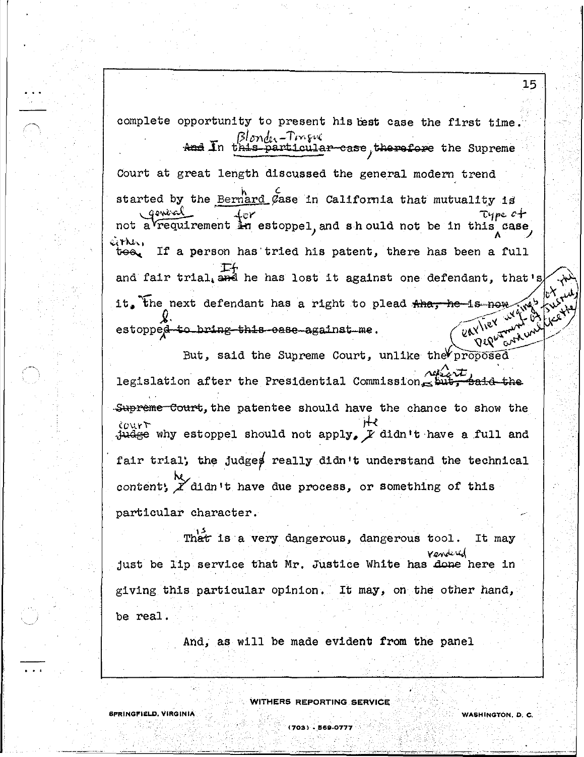complete opportunity to present his best case the first time.

In Blonder-Tongue, the Supreme Court at great length discussed the general modern trend started by the Bernhard Case in California that mutuality is not a general requirement for estoppel, and should not be in this type of case, either. If a person has tried his patent, there has been a full and fair trial. If he has lost it against one defendant, that's it. The next defendant has a right to plead estoppel.

But, said the Supreme Court, unlike the earlier urgings of the Department of Justice and unlike the proposed legislation after the Presidential Commission report, the patentee should have the chance to show the court why estoppel should not apply. He didn't have a full and fair trial; the judge really didn't understand the technical content; he didn't have due process, or something of this particular character.

This is a very dangerous, dangerous tool. It may just be lip service that Mr. Justice White has rendered here in giving this particular opinion. It may, on the other hand, be real.

And, as will be made evident from the panel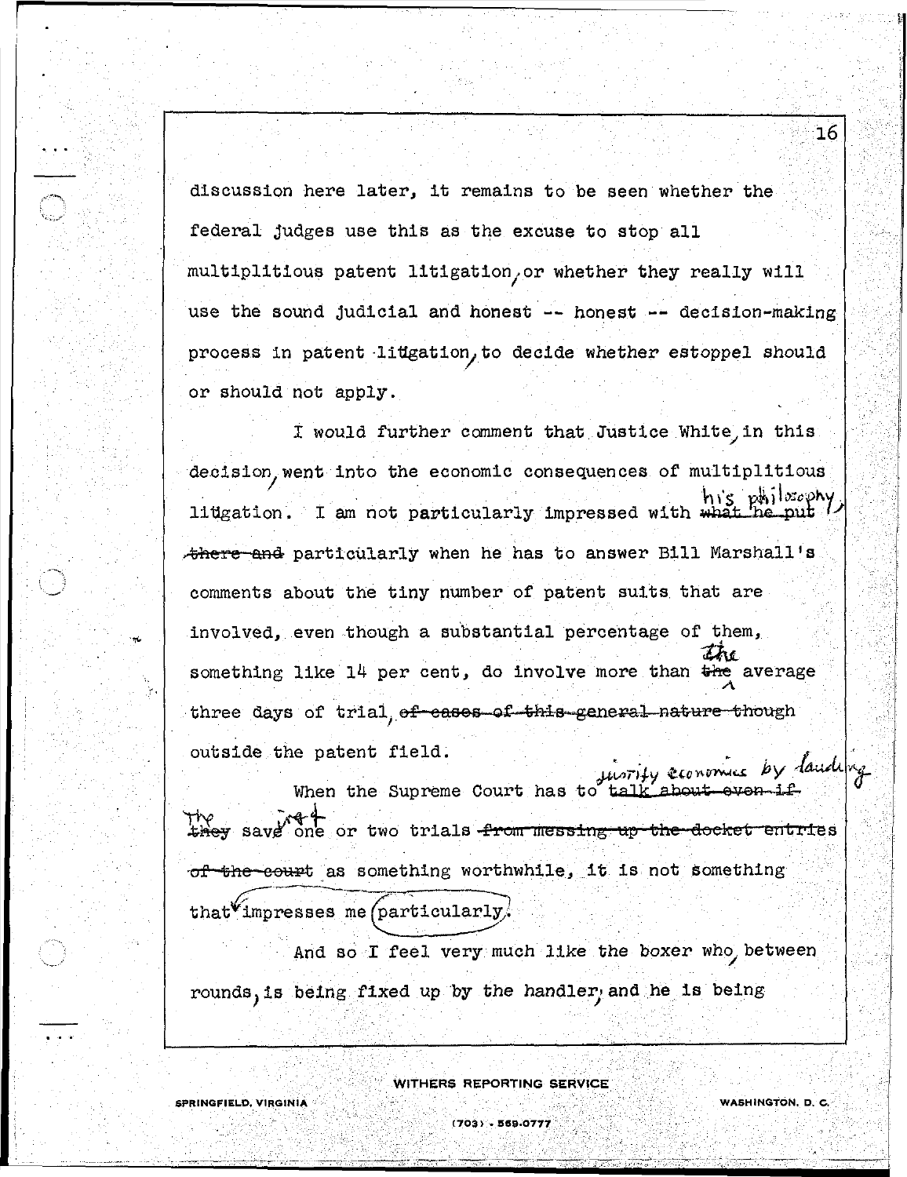discussion here later, it remains to be seen whether the federal judges use this as the excuse to stop all multiplitious patent litigation, or whether they really will use the sound judicial and honest -- honest -- decision-making process in patent litigation, to decide whether estoppel should or should not apply.

I would further comment that Justice White, in this decision, went into the economic consequences of multiplitious litigation. I am not particularly impressed with his philosophy, particularly when he has to answer Bill Marshall's comments about the tiny number of patent suits that are involved, even though a substantial percentage of them, something like 14 per cent, do involve more than the average three days of trial, though outside the patent field.

When the Supreme Court has to justify economics by lauding the fact they save one or two trials as something worthwhile, it is not something that particularly impresses me.

And so I feel very much like the boxer who, between rounds, is being fixed up by the handler, and he is being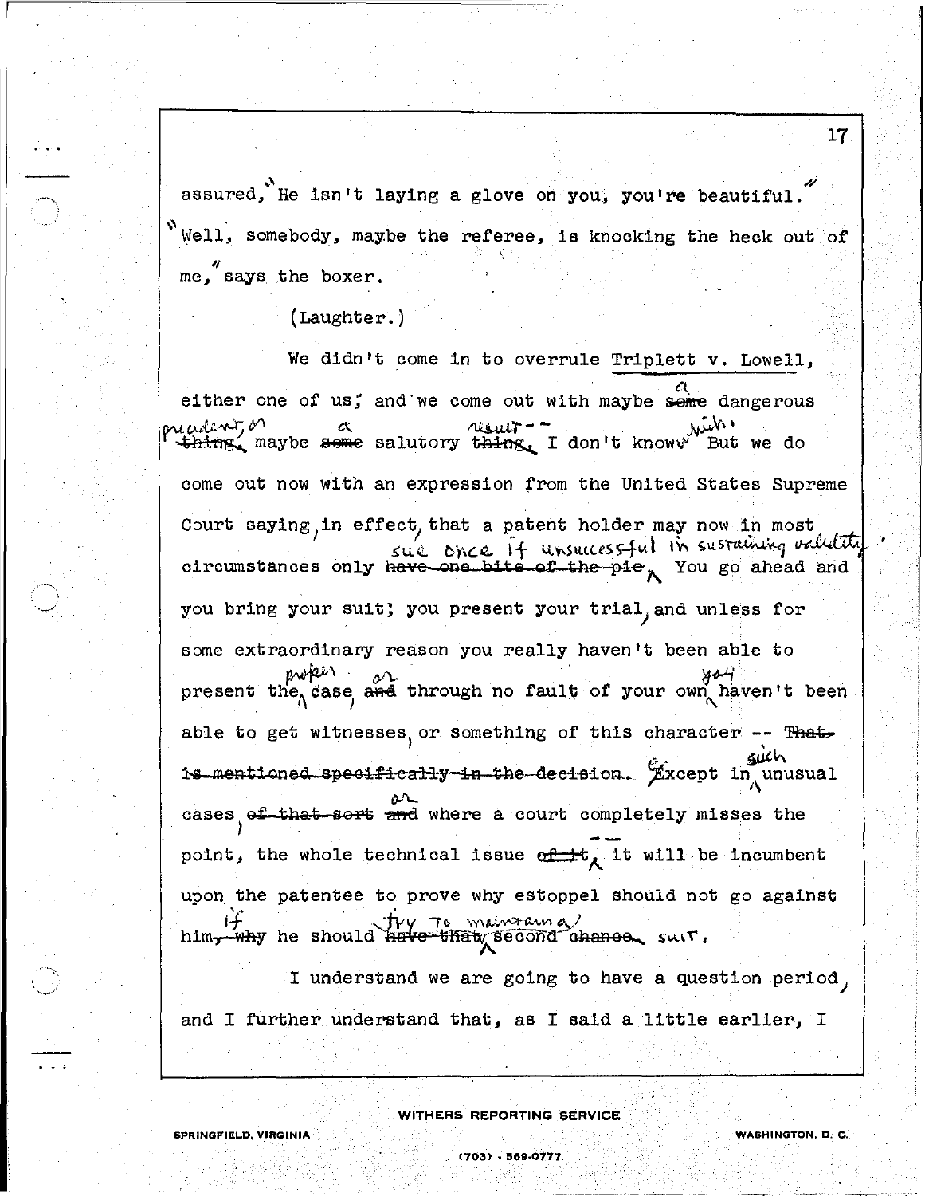assured, "He isn't laying a glove on you, you're beautiful." "Well, somebody, maybe the referee, is knocking the heck out of me," says the boxer.

(Laughter.)

We didn't come in to overrule Triplett v. Lowell, either one of us, and we come out with maybe a dangerous precedent, or maybe a salutory result -- I don't know which. But we do come out now with an expression from the United States Supreme Court saying, in effect, that a patent holder may now in most circumstances only sue once if unsuccessful in sustaining validity. You go ahead and you bring your suit; you present your trial, and unless for some extraordinary reason you really haven't been able to present the proper case, or through no fault of your own you haven't been able to get witnesses, or something of this character -- Except in such unusual cases, or where a court completely misses the point, the whole technical issue -- it will be incumbent upon the patentee to prove why estoppel should not go against him if he should try to maintain a second suit.

I understand we are going to have a question period, and I further understand that, as I said a little earlier, I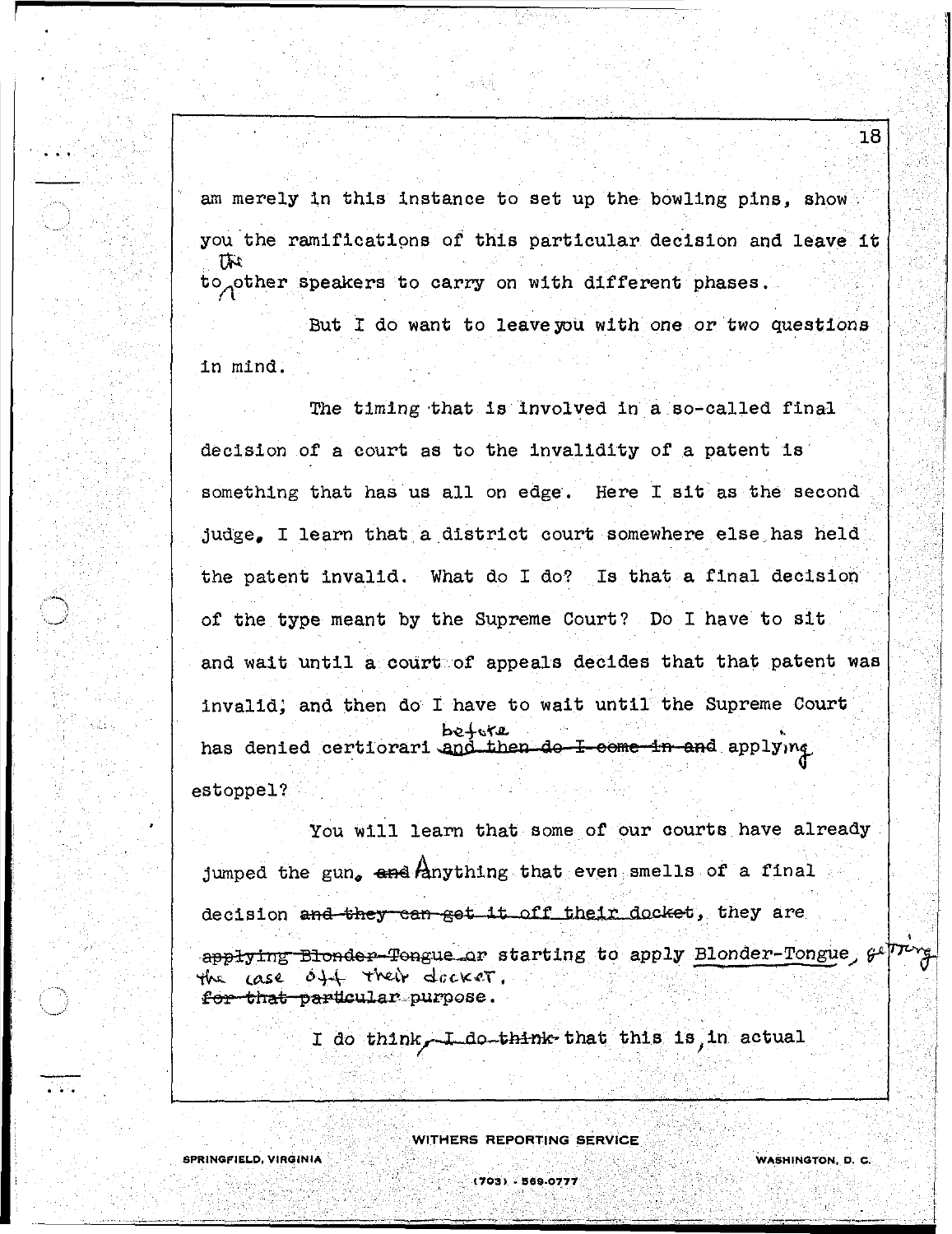am merely in this instance to set up the bowling pins, show you the ramifications of this particular decision and leave it to the other speakers to carry on with different phases.

But I do want to leave you with one or two questions in mind.

The timing that is involved in a so-called final decision of a court as to the invalidity of a patent is something that has us all on edge. Here I sit as the second judge. I learn that a district court somewhere else has held the patent invalid. What do I do? Is that a final decision of the type meant by the Supreme Court? Do I have to sit and wait until a court of appeals decides that that patent was invalid; and then do I have to wait until the Supreme Court has denied certiorari before applying estoppel?

You will learn that some of our courts have already jumped the gun. Anything that even smells of a final decision, they are starting to apply Blonder-Tongue, getting the case off their docket.

I do think that this is, in actual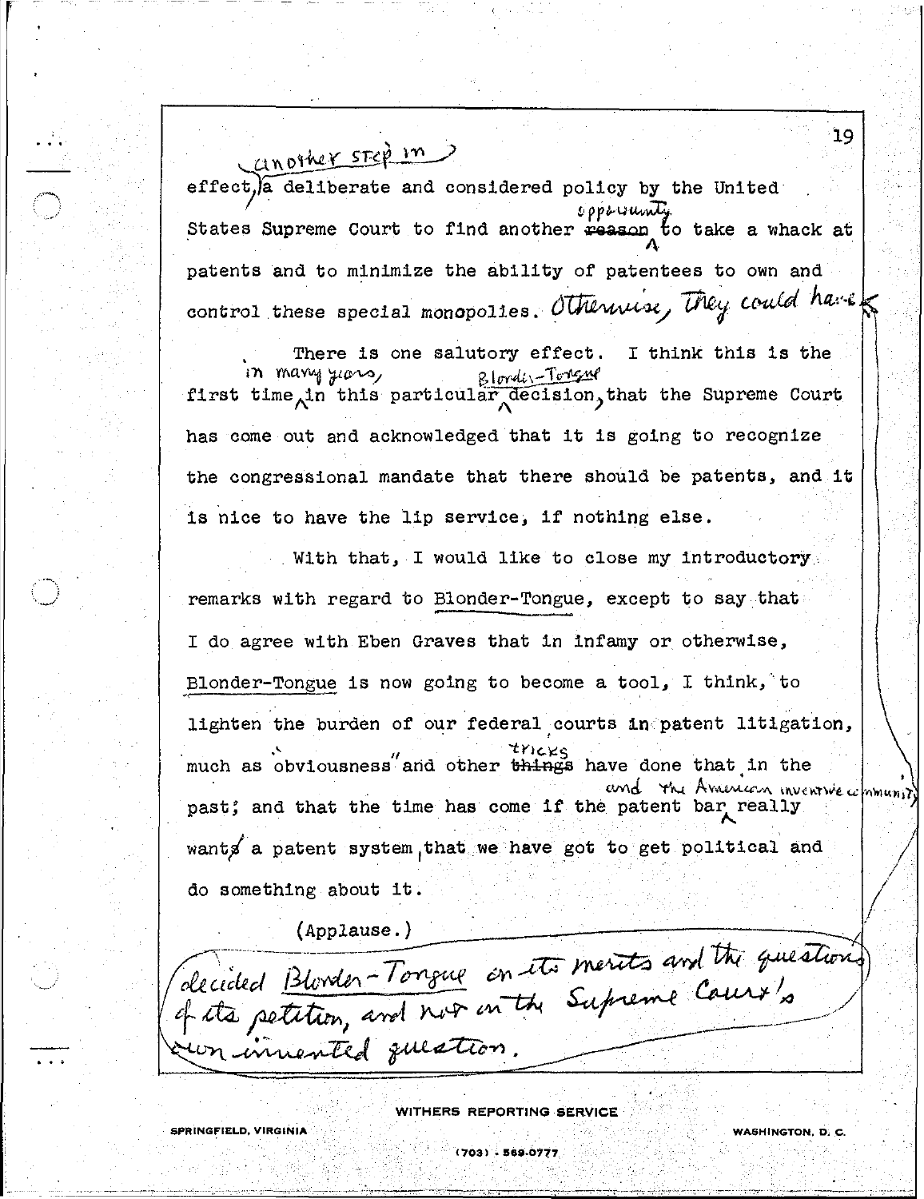effect, another step in a deliberate and considered policy by the United States Supreme Court to find another opportunity to take a whack at patents and to minimize the ability of patentees to own and control these special monopolies. Otherwise, they could have decided Blonder-Tongue on its merits and the questions of its petition, and not on the Supreme Court's own invented question.

There is one salutory effect. I think this is the first time in many years, in this particular Blonder-Tongue decision, that the Supreme Court has come out and acknowledged that it is going to recognize the congressional mandate that there should be patents, and it is nice to have the lip service, if nothing else.

With that, I would like to close my introductory remarks with regard to Blonder-Tongue, except to say that I do agree with Eben Graves that in infamy or otherwise, Blonder-Tongue is now going to become a tool, I think, to lighten the burden of our federal courts in patent litigation, much as "obviousness" and other tricks have done that in the past; and that the time has come if the patent bar and the American inventive community really want a patent system, that we have got to get political and do something about it.

(Applause.)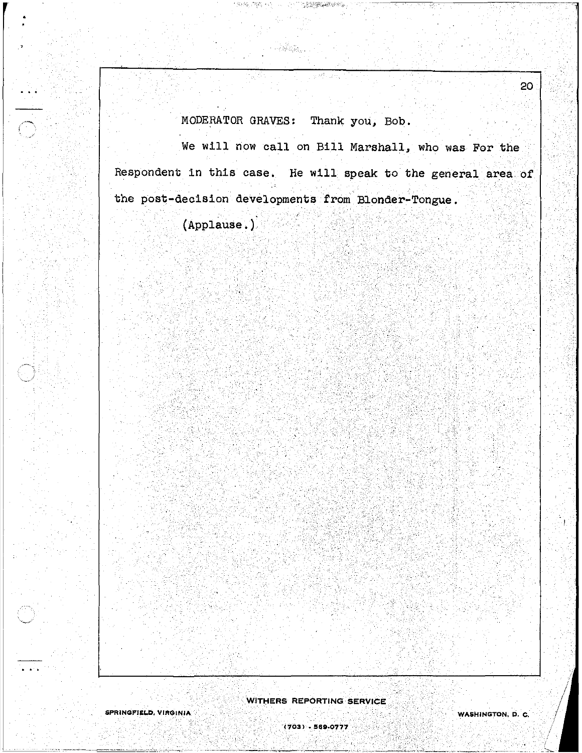MODERATOR GRAVES: Thank you, Bob.

We will now call on Bill Marshall, who was For the Respondent in this case. He will speak to the general area of the post-decision developments from Blonder-Tongue.

(Applause.)